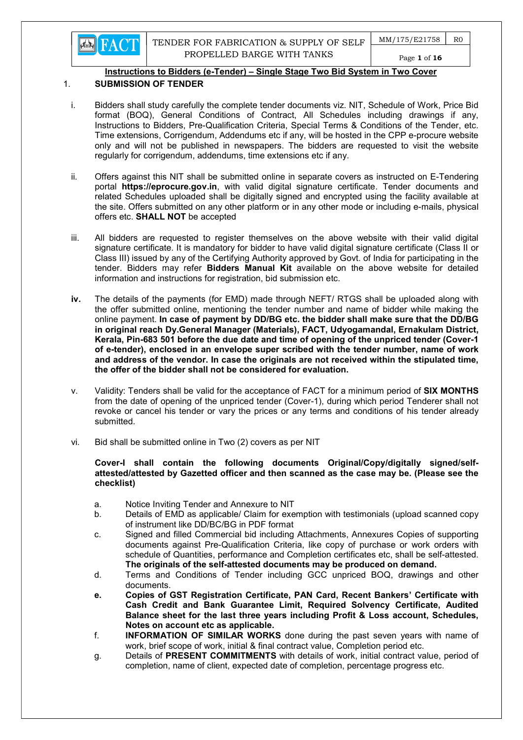## Instructions to Bidders (e-Tender) – Single Stage Two Bid System in Two Cover

### 1. SUBMISSION OF TENDER

i. Bidders shall study carefully the complete tender documents viz. NIT, Schedule of Work, Price Bid format (BOQ), General Conditions of Contract, All Schedules including drawings if any, Instructions to Bidders, Pre-Qualification Criteria, Special Terms & Conditions of the Tender, etc. Time extensions, Corrigendum, Addendums etc if any, will be hosted in the CPP e-procure website only and will not be published in newspapers. The bidders are requested to visit the website regularly for corrigendum, addendums, time extensions etc if any.

ii. Offers against this NIT shall be submitted online in separate covers as instructed on E-Tendering portal **https://eprocure.gov.in**, with valid digital signature certificate. Tender documents and related Schedules uploaded shall be digitally signed and encrypted using the facility available at the site. Offers submitted on any other platform or in any other mode or including e-mails, physical offers etc. **SHALL NOT** be accepted

iii. All bidders are requested to register themselves on the above website with their valid digital signature certificate. It is mandatory for bidder to have valid digital signature certificate (Class II or Class III) issued by any of the Certifying Authority approved by Govt. of India for participating in the tender. Bidders may refer **Bidders Manual Kit** available on the above website for detailed information and instructions for registration, bid submission etc.

**iv.** The details of the payments (for EMD) made through NEFT/ RTGS shall be uploaded along with the offer submitted online, mentioning the tender number and name of bidder while making the online payment. **In case of payment by DD/BG etc. the bidder shall make sure that the DD/BG in original reach Dy.General Manager (Materials), FACT, Udyogamandal, Ernakulam District, Kerala, Pin-683 501 before the due date and time of opening of the unpriced tender (Cover-1 of e-tender), enclosed in an envelope super scribed with the tender number, name of work and address of the vendor. In case the originals are not received within the stipulated time, the offer of the bidder shall not be considered for evaluation.**

v. Validity: Tenders shall be valid for the acceptance of FACT for a minimum period of **SIX MONTHS** from the date of opening of the unpriced tender (Cover-1), during which period Tenderer shall not revoke or cancel his tender or vary the prices or any terms and conditions of his tender already submitted.

vi. Bid shall be submitted online in Two (2) covers as per NIT

**Cover-I shall contain the following documents Original/Copy/digitally signed/self-attested/attested by Gazetted officer and then scanned as the case may be. (Please see the checklist)**

a. Notice Inviting Tender and Annexure to NIT

b. Details of EMD as applicable/ Claim for exemption with testimonials (upload scanned copy of instrument like DD/BC/BG in PDF format

c. Signed and filled Commercial bid including Attachments, Annexures Copies of supporting documents against Pre-Qualification Criteria, like copy of purchase or work orders with schedule of Quantities, performance and Completion certificates etc, shall be self-attested. **The originals of the self-attested documents may be produced on demand.**

d. Terms and Conditions of Tender including GCC unpriced BOQ, drawings and other documents.

**e. Copies of GST Registration Certificate, PAN Card, Recent Bankers' Certificate with Cash Credit and Bank Guarantee Limit, Required Solvency Certificate, Audited Balance sheet for the last three years including Profit & Loss account, Schedules, Notes on account etc as applicable.**

f. **INFORMATION OF SIMILAR WORKS** done during the past seven years with name of work, brief scope of work, initial & final contract value, Completion period etc.

g. Details of **PRESENT COMMITMENTS** with details of work, initial contract value, period of completion, name of client, expected date of completion, percentage progress etc.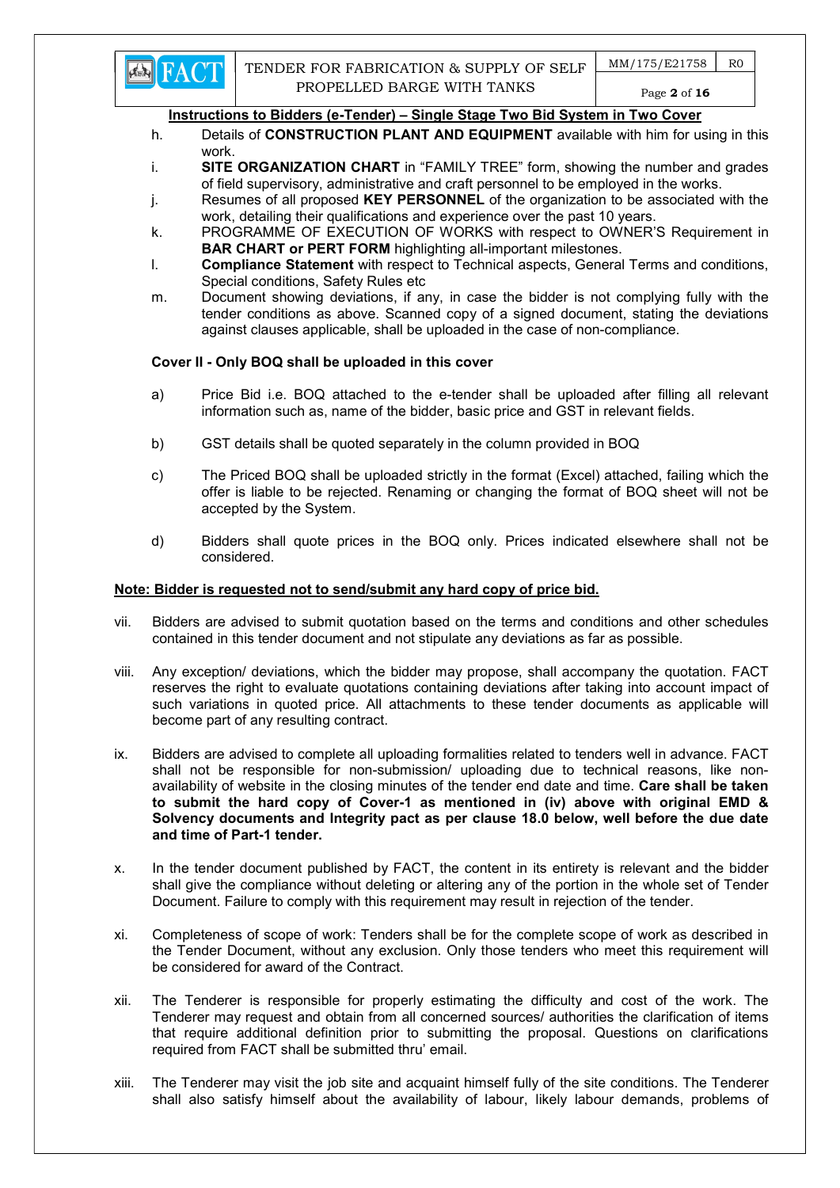**Instructions to Bidders (e-Tender) – Single Stage Two Bid System in Two Cover**

h. Details of **CONSTRUCTION PLANT AND EQUIPMENT** available with him for using in this work.

i. **SITE ORGANIZATION CHART** in "FAMILY TREE" form, showing the number and grades of field supervisory, administrative and craft personnel to be employed in the works.

j. Resumes of all proposed **KEY PERSONNEL** of the organization to be associated with the work, detailing their qualifications and experience over the past 10 years.

k. PROGRAMME OF EXECUTION OF WORKS with respect to OWNER'S Requirement in **BAR CHART or PERT FORM** highlighting all-important milestones.

l. **Compliance Statement** with respect to Technical aspects, General Terms and conditions, Special conditions, Safety Rules etc

m. Document showing deviations, if any, in case the bidder is not complying fully with the tender conditions as above. Scanned copy of a signed document, stating the deviations against clauses applicable, shall be uploaded in the case of non-compliance.

**Cover II - Only BOQ shall be uploaded in this cover**

a) Price Bid i.e. BOQ attached to the e-tender shall be uploaded after filling all relevant information such as, name of the bidder, basic price and GST in relevant fields.

b) GST details shall be quoted separately in the column provided in BOQ

c) The Priced BOQ shall be uploaded strictly in the format (Excel) attached, failing which the offer is liable to be rejected. Renaming or changing the format of BOQ sheet will not be accepted by the System.

d) Bidders shall quote prices in the BOQ only. Prices indicated elsewhere shall not be considered.

**Note: Bidder is requested not to send/submit any hard copy of price bid.**

vii. Bidders are advised to submit quotation based on the terms and conditions and other schedules contained in this tender document and not stipulate any deviations as far as possible.

viii. Any exception/ deviations, which the bidder may propose, shall accompany the quotation. FACT reserves the right to evaluate quotations containing deviations after taking into account impact of such variations in quoted price. All attachments to these tender documents as applicable will become part of any resulting contract.

ix. Bidders are advised to complete all uploading formalities related to tenders well in advance. FACT shall not be responsible for non-submission/ uploading due to technical reasons, like non-availability of website in the closing minutes of the tender end date and time. **Care shall be taken to submit the hard copy of Cover-1 as mentioned in (iv) above with original EMD & Solvency documents and Integrity pact as per clause 18.0 below, well before the due date and time of Part-1 tender.**

x. In the tender document published by FACT, the content in its entirety is relevant and the bidder shall give the compliance without deleting or altering any of the portion in the whole set of Tender Document. Failure to comply with this requirement may result in rejection of the tender.

xi. Completeness of scope of work: Tenders shall be for the complete scope of work as described in the Tender Document, without any exclusion. Only those tenders who meet this requirement will be considered for award of the Contract.

xii. The Tenderer is responsible for properly estimating the difficulty and cost of the work. The Tenderer may request and obtain from all concerned sources/ authorities the clarification of items that require additional definition prior to submitting the proposal. Questions on clarifications required from FACT shall be submitted thru' email.

xiii. The Tenderer may visit the job site and acquaint himself fully of the site conditions. The Tenderer shall also satisfy himself about the availability of labour, likely labour demands, problems of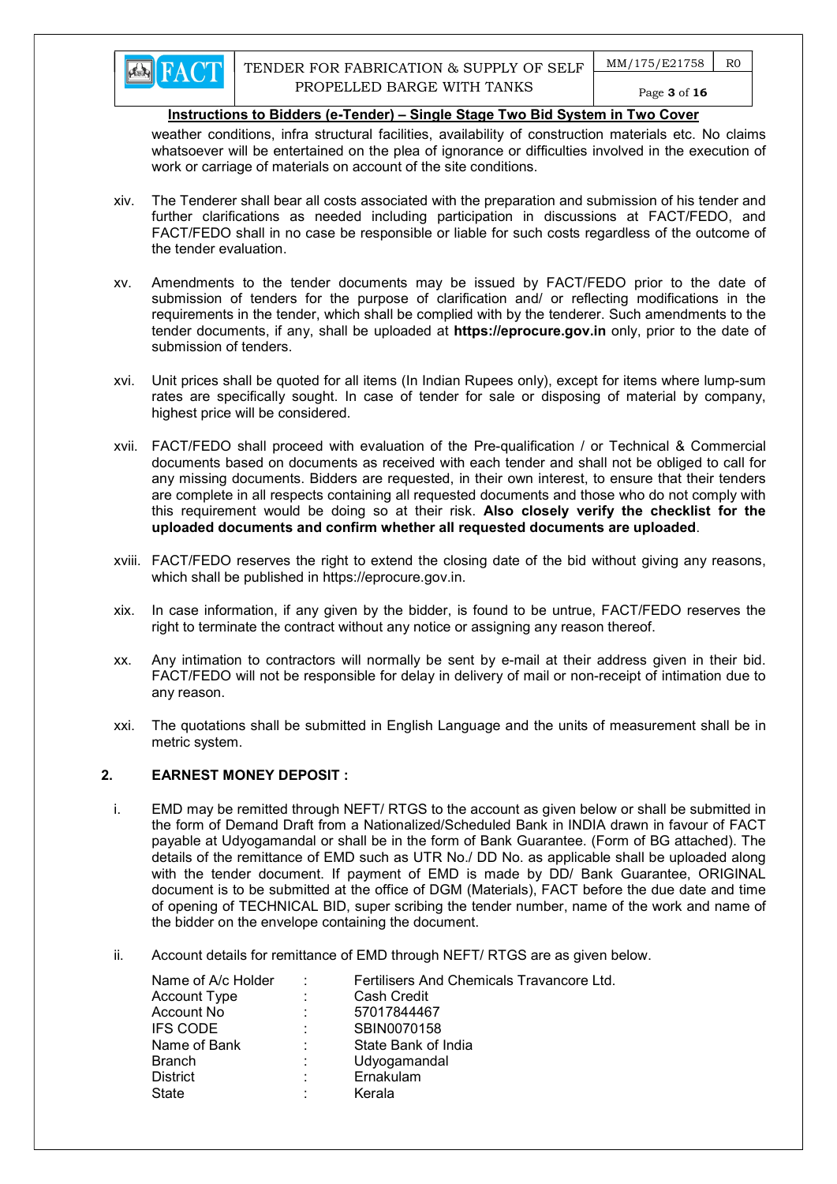**Instructions to Bidders (e-Tender) – Single Stage Two Bid System in Two Cover**

weather conditions, infra structural facilities, availability of construction materials etc. No claims whatsoever will be entertained on the plea of ignorance or difficulties involved in the execution of work or carriage of materials on account of the site conditions.

xiv. The Tenderer shall bear all costs associated with the preparation and submission of his tender and further clarifications as needed including participation in discussions at FACT/FEDO, and FACT/FEDO shall in no case be responsible or liable for such costs regardless of the outcome of the tender evaluation.

xv. Amendments to the tender documents may be issued by FACT/FEDO prior to the date of submission of tenders for the purpose of clarification and/ or reflecting modifications in the requirements in the tender, which shall be complied with by the tenderer. Such amendments to the tender documents, if any, shall be uploaded at **https://eprocure.gov.in** only, prior to the date of submission of tenders.

xvi. Unit prices shall be quoted for all items (In Indian Rupees only), except for items where lump-sum rates are specifically sought. In case of tender for sale or disposing of material by company, highest price will be considered.

xvii. FACT/FEDO shall proceed with evaluation of the Pre-qualification / or Technical & Commercial documents based on documents as received with each tender and shall not be obliged to call for any missing documents. Bidders are requested, in their own interest, to ensure that their tenders are complete in all respects containing all requested documents and those who do not comply with this requirement would be doing so at their risk. **Also closely verify the checklist for the uploaded documents and confirm whether all requested documents are uploaded**.

xviii. FACT/FEDO reserves the right to extend the closing date of the bid without giving any reasons, which shall be published in https://eprocure.gov.in.

xix. In case information, if any given by the bidder, is found to be untrue, FACT/FEDO reserves the right to terminate the contract without any notice or assigning any reason thereof.

xx. Any intimation to contractors will normally be sent by e-mail at their address given in their bid. FACT/FEDO will not be responsible for delay in delivery of mail or non-receipt of intimation due to any reason.

xxi. The quotations shall be submitted in English Language and the units of measurement shall be in metric system.

## 2. EARNEST MONEY DEPOSIT :

i. EMD may be remitted through NEFT/ RTGS to the account as given below or shall be submitted in the form of Demand Draft from a Nationalized/Scheduled Bank in INDIA drawn in favour of FACT payable at Udyogamandal or shall be in the form of Bank Guarantee. (Form of BG attached). The details of the remittance of EMD such as UTR No./ DD No. as applicable shall be uploaded along with the tender document. If payment of EMD is made by DD/ Bank Guarantee, ORIGINAL document is to be submitted at the office of DGM (Materials), FACT before the due date and time of opening of TECHNICAL BID, super scribing the tender number, name of the work and name of the bidder on the envelope containing the document.

ii. Account details for remittance of EMD through NEFT/ RTGS are as given below.

| | | |
|---|---|---|
| Name of A/c Holder | : | Fertilisers And Chemicals Travancore Ltd. |
| Account Type | : | Cash Credit |
| Account No | : | 57017844467 |
| IFS CODE | : | SBIN0070158 |
| Name of Bank | : | State Bank of India |
| Branch | : | Udyogamandal |
| District | : | Ernakulam |
| State | : | Kerala |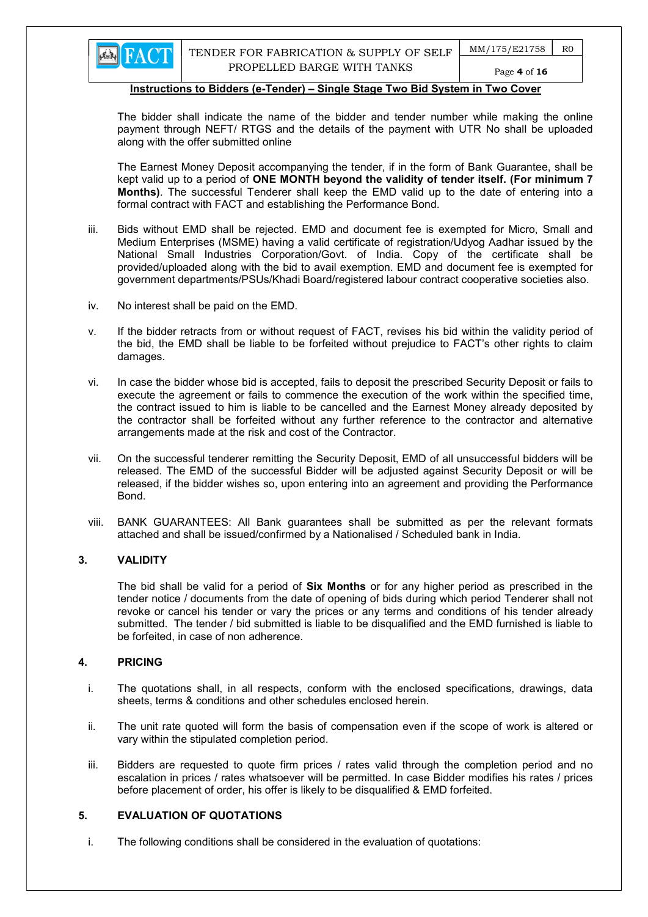**Instructions to Bidders (e-Tender) – Single Stage Two Bid System in Two Cover**

The bidder shall indicate the name of the bidder and tender number while making the online payment through NEFT/ RTGS and the details of the payment with UTR No shall be uploaded along with the offer submitted online

The Earnest Money Deposit accompanying the tender, if in the form of Bank Guarantee, shall be kept valid up to a period of **ONE MONTH beyond the validity of tender itself. (For minimum 7 Months)**. The successful Tenderer shall keep the EMD valid up to the date of entering into a formal contract with FACT and establishing the Performance Bond.

iii. Bids without EMD shall be rejected. EMD and document fee is exempted for Micro, Small and Medium Enterprises (MSME) having a valid certificate of registration/Udyog Aadhar issued by the National Small Industries Corporation/Govt. of India. Copy of the certificate shall be provided/uploaded along with the bid to avail exemption. EMD and document fee is exempted for government departments/PSUs/Khadi Board/registered labour contract cooperative societies also.

iv. No interest shall be paid on the EMD.

v. If the bidder retracts from or without request of FACT, revises his bid within the validity period of the bid, the EMD shall be liable to be forfeited without prejudice to FACT's other rights to claim damages.

vi. In case the bidder whose bid is accepted, fails to deposit the prescribed Security Deposit or fails to execute the agreement or fails to commence the execution of the work within the specified time, the contract issued to him is liable to be cancelled and the Earnest Money already deposited by the contractor shall be forfeited without any further reference to the contractor and alternative arrangements made at the risk and cost of the Contractor.

vii. On the successful tenderer remitting the Security Deposit, EMD of all unsuccessful bidders will be released. The EMD of the successful Bidder will be adjusted against Security Deposit or will be released, if the bidder wishes so, upon entering into an agreement and providing the Performance Bond.

viii. BANK GUARANTEES: All Bank guarantees shall be submitted as per the relevant formats attached and shall be issued/confirmed by a Nationalised / Scheduled bank in India.

## 3. VALIDITY

The bid shall be valid for a period of **Six Months** or for any higher period as prescribed in the tender notice / documents from the date of opening of bids during which period Tenderer shall not revoke or cancel his tender or vary the prices or any terms and conditions of his tender already submitted. The tender / bid submitted is liable to be disqualified and the EMD furnished is liable to be forfeited, in case of non adherence.

## 4. PRICING

i. The quotations shall, in all respects, conform with the enclosed specifications, drawings, data sheets, terms & conditions and other schedules enclosed herein.

ii. The unit rate quoted will form the basis of compensation even if the scope of work is altered or vary within the stipulated completion period.

iii. Bidders are requested to quote firm prices / rates valid through the completion period and no escalation in prices / rates whatsoever will be permitted. In case Bidder modifies his rates / prices before placement of order, his offer is likely to be disqualified & EMD forfeited.

## 5. EVALUATION OF QUOTATIONS

i. The following conditions shall be considered in the evaluation of quotations: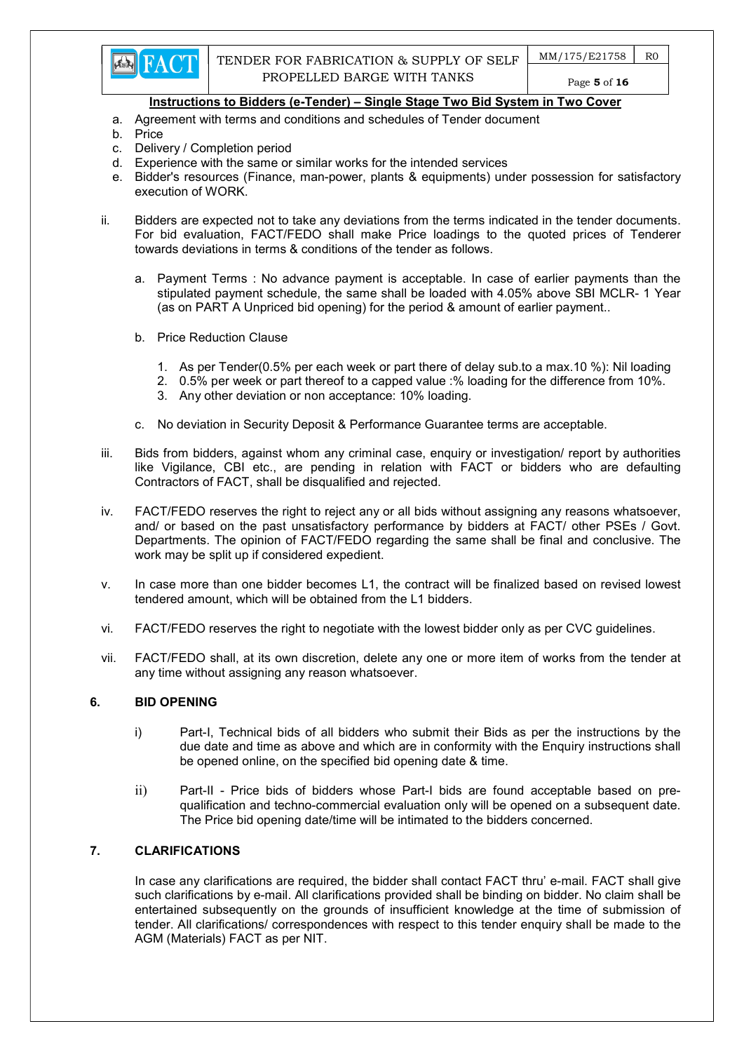## Instructions to Bidders (e-Tender) – Single Stage Two Bid System in Two Cover

a. Agreement with terms and conditions and schedules of Tender document
b. Price
c. Delivery / Completion period
d. Experience with the same or similar works for the intended services
e. Bidder's resources (Finance, man-power, plants & equipments) under possession for satisfactory execution of WORK.

ii. Bidders are expected not to take any deviations from the terms indicated in the tender documents. For bid evaluation, FACT/FEDO shall make Price loadings to the quoted prices of Tenderer towards deviations in terms & conditions of the tender as follows.

   a. Payment Terms : No advance payment is acceptable. In case of earlier payments than the stipulated payment schedule, the same shall be loaded with 4.05% above SBI MCLR- 1 Year (as on PART A Unpriced bid opening) for the period & amount of earlier payment..

   b. Price Reduction Clause

      1. As per Tender(0.5% per each week or part there of delay sub.to a max.10 %): Nil loading
      2. 0.5% per week or part thereof to a capped value :% loading for the difference from 10%.
      3. Any other deviation or non acceptance: 10% loading.

   c. No deviation in Security Deposit & Performance Guarantee terms are acceptable.

iii. Bids from bidders, against whom any criminal case, enquiry or investigation/ report by authorities like Vigilance, CBI etc., are pending in relation with FACT or bidders who are defaulting Contractors of FACT, shall be disqualified and rejected.

iv. FACT/FEDO reserves the right to reject any or all bids without assigning any reasons whatsoever, and/ or based on the past unsatisfactory performance by bidders at FACT/ other PSEs / Govt. Departments. The opinion of FACT/FEDO regarding the same shall be final and conclusive. The work may be split up if considered expedient.

v. In case more than one bidder becomes L1, the contract will be finalized based on revised lowest tendered amount, which will be obtained from the L1 bidders.

vi. FACT/FEDO reserves the right to negotiate with the lowest bidder only as per CVC guidelines.

vii. FACT/FEDO shall, at its own discretion, delete any one or more item of works from the tender at any time without assigning any reason whatsoever.

### 6. BID OPENING

i) Part-I, Technical bids of all bidders who submit their Bids as per the instructions by the due date and time as above and which are in conformity with the Enquiry instructions shall be opened online, on the specified bid opening date & time.

ii) Part-II - Price bids of bidders whose Part-I bids are found acceptable based on pre-qualification and techno-commercial evaluation only will be opened on a subsequent date. The Price bid opening date/time will be intimated to the bidders concerned.

### 7. CLARIFICATIONS

In case any clarifications are required, the bidder shall contact FACT thru' e-mail. FACT shall give such clarifications by e-mail. All clarifications provided shall be binding on bidder. No claim shall be entertained subsequently on the grounds of insufficient knowledge at the time of submission of tender. All clarifications/ correspondences with respect to this tender enquiry shall be made to the AGM (Materials) FACT as per NIT.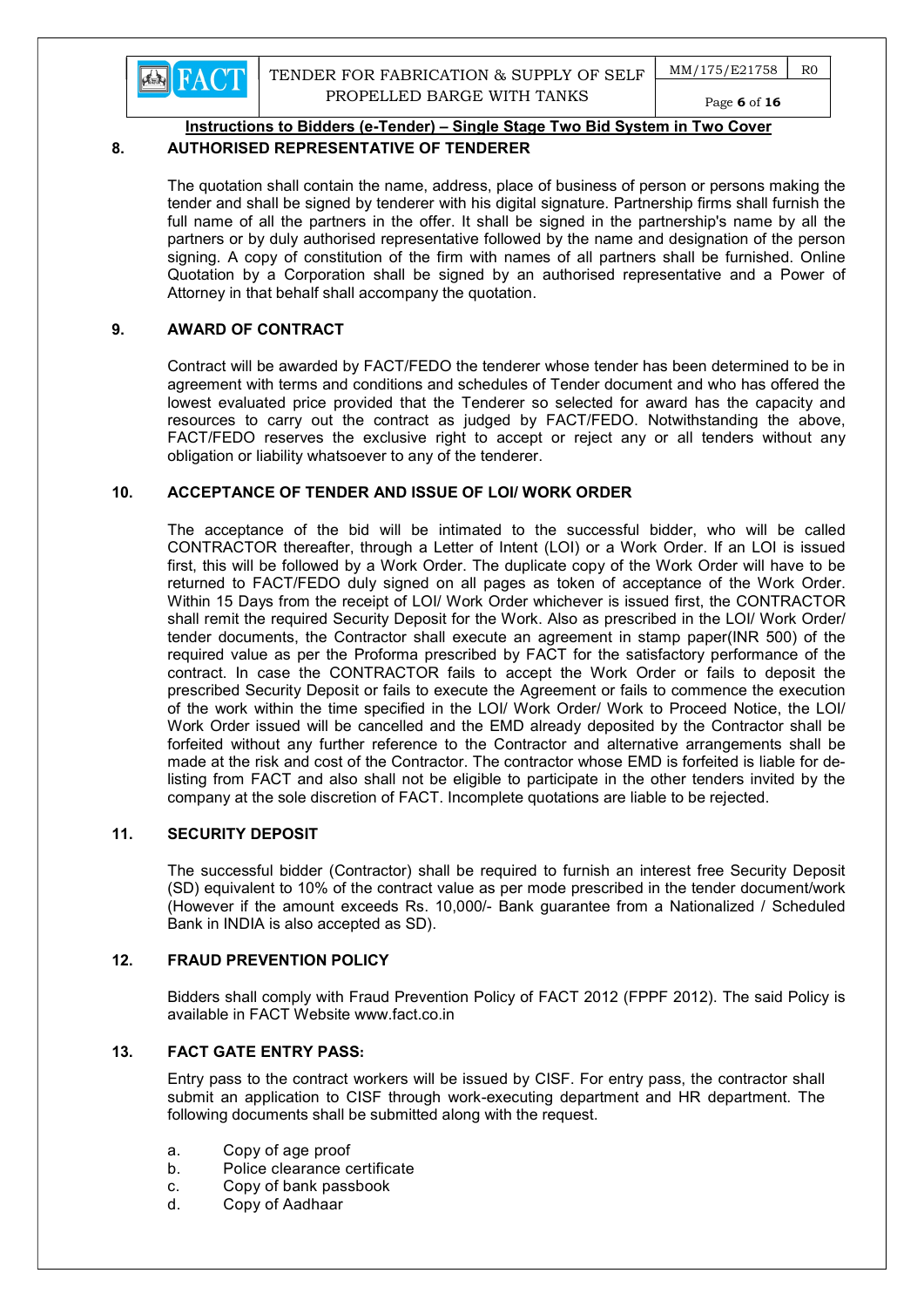**Instructions to Bidders (e-Tender) – Single Stage Two Bid System in Two Cover**

## 8. AUTHORISED REPRESENTATIVE OF TENDERER

The quotation shall contain the name, address, place of business of person or persons making the tender and shall be signed by tenderer with his digital signature. Partnership firms shall furnish the full name of all the partners in the offer. It shall be signed in the partnership's name by all the partners or by duly authorised representative followed by the name and designation of the person signing. A copy of constitution of the firm with names of all partners shall be furnished. Online Quotation by a Corporation shall be signed by an authorised representative and a Power of Attorney in that behalf shall accompany the quotation.

## 9. AWARD OF CONTRACT

Contract will be awarded by FACT/FEDO the tenderer whose tender has been determined to be in agreement with terms and conditions and schedules of Tender document and who has offered the lowest evaluated price provided that the Tenderer so selected for award has the capacity and resources to carry out the contract as judged by FACT/FEDO. Notwithstanding the above, FACT/FEDO reserves the exclusive right to accept or reject any or all tenders without any obligation or liability whatsoever to any of the tenderer.

## 10. ACCEPTANCE OF TENDER AND ISSUE OF LOI/ WORK ORDER

The acceptance of the bid will be intimated to the successful bidder, who will be called CONTRACTOR thereafter, through a Letter of Intent (LOI) or a Work Order. If an LOI is issued first, this will be followed by a Work Order. The duplicate copy of the Work Order will have to be returned to FACT/FEDO duly signed on all pages as token of acceptance of the Work Order. Within 15 Days from the receipt of LOI/ Work Order whichever is issued first, the CONTRACTOR shall remit the required Security Deposit for the Work. Also as prescribed in the LOI/ Work Order/ tender documents, the Contractor shall execute an agreement in stamp paper(INR 500) of the required value as per the Proforma prescribed by FACT for the satisfactory performance of the contract. In case the CONTRACTOR fails to accept the Work Order or fails to deposit the prescribed Security Deposit or fails to execute the Agreement or fails to commence the execution of the work within the time specified in the LOI/ Work Order/ Work to Proceed Notice, the LOI/ Work Order issued will be cancelled and the EMD already deposited by the Contractor shall be forfeited without any further reference to the Contractor and alternative arrangements shall be made at the risk and cost of the Contractor. The contractor whose EMD is forfeited is liable for de-listing from FACT and also shall not be eligible to participate in the other tenders invited by the company at the sole discretion of FACT. Incomplete quotations are liable to be rejected.

## 11. SECURITY DEPOSIT

The successful bidder (Contractor) shall be required to furnish an interest free Security Deposit (SD) equivalent to 10% of the contract value as per mode prescribed in the tender document/work (However if the amount exceeds Rs. 10,000/- Bank guarantee from a Nationalized / Scheduled Bank in INDIA is also accepted as SD).

## 12. FRAUD PREVENTION POLICY

Bidders shall comply with Fraud Prevention Policy of FACT 2012 (FPPF 2012). The said Policy is available in FACT Website www.fact.co.in

## 13. FACT GATE ENTRY PASS:

Entry pass to the contract workers will be issued by CISF. For entry pass, the contractor shall submit an application to CISF through work-executing department and HR department. The following documents shall be submitted along with the request.

a. Copy of age proof
b. Police clearance certificate
c. Copy of bank passbook
d. Copy of Aadhaar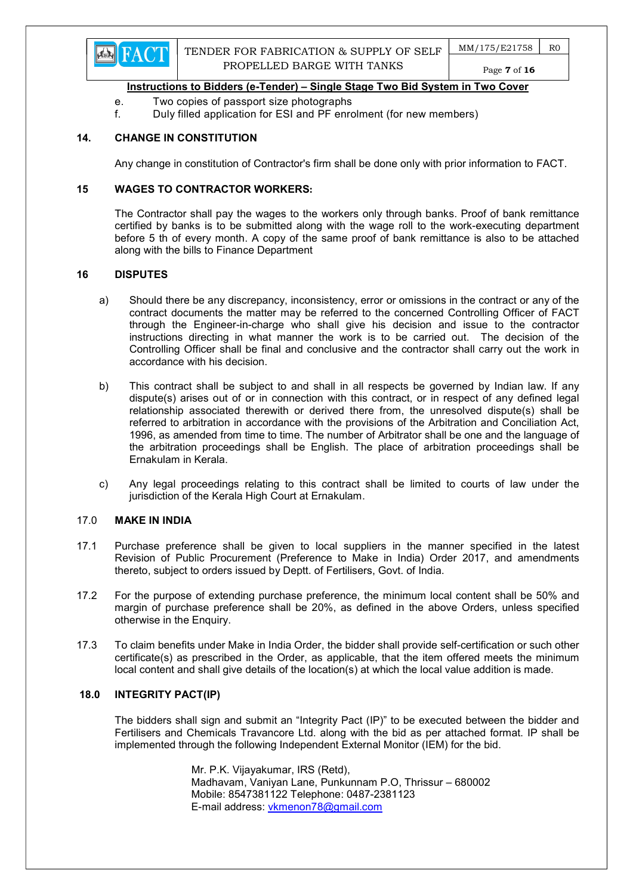**Instructions to Bidders (e-Tender) – Single Stage Two Bid System in Two Cover**

e. Two copies of passport size photographs

f. Duly filled application for ESI and PF enrolment (for new members)

## 14. CHANGE IN CONSTITUTION

Any change in constitution of Contractor's firm shall be done only with prior information to FACT.

## 15 WAGES TO CONTRACTOR WORKERS:

The Contractor shall pay the wages to the workers only through banks. Proof of bank remittance certified by banks is to be submitted along with the wage roll to the work-executing department before 5 th of every month. A copy of the same proof of bank remittance is also to be attached along with the bills to Finance Department

## 16 DISPUTES

a) Should there be any discrepancy, inconsistency, error or omissions in the contract or any of the contract documents the matter may be referred to the concerned Controlling Officer of FACT through the Engineer-in-charge who shall give his decision and issue to the contractor instructions directing in what manner the work is to be carried out. The decision of the Controlling Officer shall be final and conclusive and the contractor shall carry out the work in accordance with his decision.

b) This contract shall be subject to and shall in all respects be governed by Indian law. If any dispute(s) arises out of or in connection with this contract, or in respect of any defined legal relationship associated therewith or derived there from, the unresolved dispute(s) shall be referred to arbitration in accordance with the provisions of the Arbitration and Conciliation Act, 1996, as amended from time to time. The number of Arbitrator shall be one and the language of the arbitration proceedings shall be English. The place of arbitration proceedings shall be Ernakulam in Kerala.

c) Any legal proceedings relating to this contract shall be limited to courts of law under the jurisdiction of the Kerala High Court at Ernakulam.

## 17.0 MAKE IN INDIA

17.1 Purchase preference shall be given to local suppliers in the manner specified in the latest Revision of Public Procurement (Preference to Make in India) Order 2017, and amendments thereto, subject to orders issued by Deptt. of Fertilisers, Govt. of India.

17.2 For the purpose of extending purchase preference, the minimum local content shall be 50% and margin of purchase preference shall be 20%, as defined in the above Orders, unless specified otherwise in the Enquiry.

17.3 To claim benefits under Make in India Order, the bidder shall provide self-certification or such other certificate(s) as prescribed in the Order, as applicable, that the item offered meets the minimum local content and shall give details of the location(s) at which the local value addition is made.

## 18.0 INTEGRITY PACT(IP)

The bidders shall sign and submit an "Integrity Pact (IP)" to be executed between the bidder and Fertilisers and Chemicals Travancore Ltd. along with the bid as per attached format. IP shall be implemented through the following Independent External Monitor (IEM) for the bid.

Mr. P.K. Vijayakumar, IRS (Retd),
Madhavam, Vaniyan Lane, Punkunnam P.O, Thrissur – 680002
Mobile: 8547381122 Telephone: 0487-2381123
E-mail address: vkmenon78@gmail.com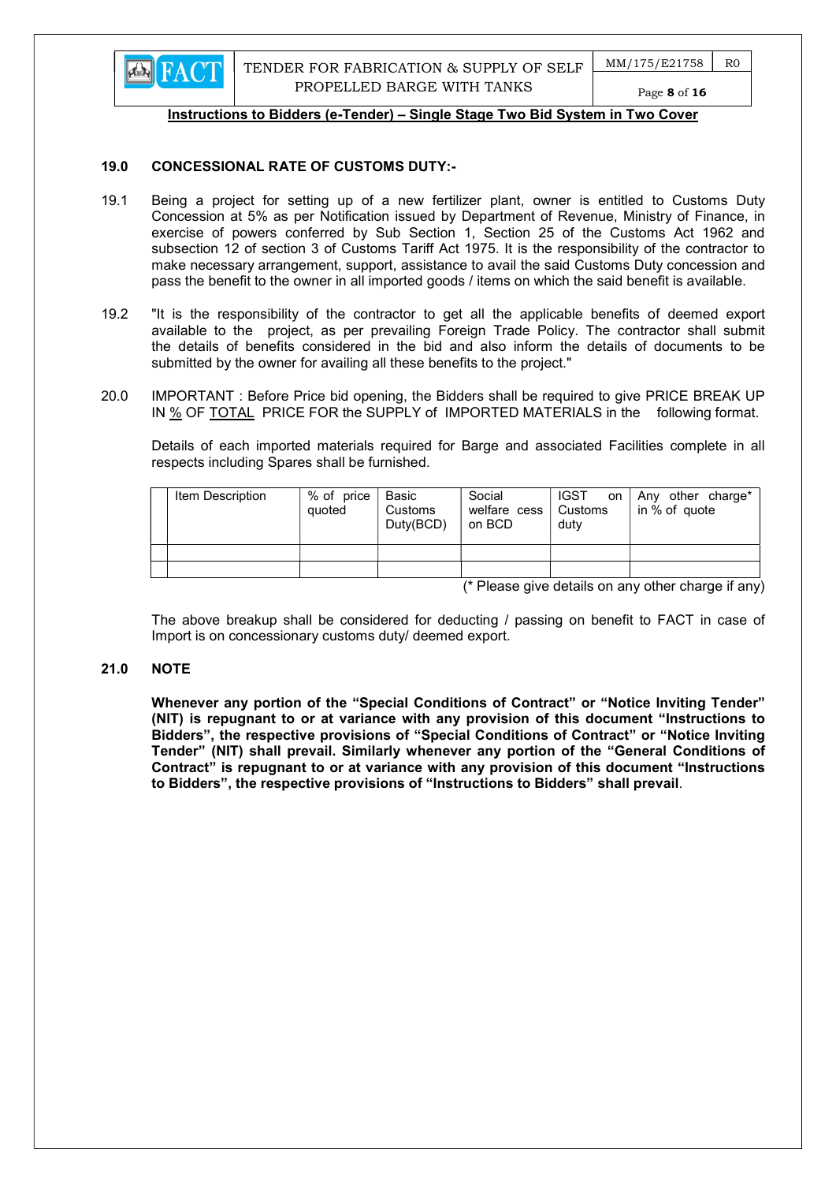**Instructions to Bidders (e-Tender) – Single Stage Two Bid System in Two Cover**

## 19.0 CONCESSIONAL RATE OF CUSTOMS DUTY:-

19.1 Being a project for setting up of a new fertilizer plant, owner is entitled to Customs Duty Concession at 5% as per Notification issued by Department of Revenue, Ministry of Finance, in exercise of powers conferred by Sub Section 1, Section 25 of the Customs Act 1962 and subsection 12 of section 3 of Customs Tariff Act 1975. It is the responsibility of the contractor to make necessary arrangement, support, assistance to avail the said Customs Duty concession and pass the benefit to the owner in all imported goods / items on which the said benefit is available.

19.2 "It is the responsibility of the contractor to get all the applicable benefits of deemed export available to the project, as per prevailing Foreign Trade Policy. The contractor shall submit the details of benefits considered in the bid and also inform the details of documents to be submitted by the owner for availing all these benefits to the project."

20.0 IMPORTANT : Before Price bid opening, the Bidders shall be required to give PRICE BREAK UP IN % OF TOTAL PRICE FOR the SUPPLY of IMPORTED MATERIALS in the following format.

Details of each imported materials required for Barge and associated Facilities complete in all respects including Spares shall be furnished.

| | Item Description | % of price quoted | Basic Customs Duty(BCD) | Social welfare cess on BCD | IGST on Customs duty | Any other charge* in % of quote |
|---|---|---|---|---|---|---|
| | | | | | | |
| | | | | | | |

(* Please give details on any other charge if any)

The above breakup shall be considered for deducting / passing on benefit to FACT in case of Import is on concessionary customs duty/ deemed export.

## 21.0 NOTE

**Whenever any portion of the "Special Conditions of Contract" or "Notice Inviting Tender" (NIT) is repugnant to or at variance with any provision of this document "Instructions to Bidders", the respective provisions of "Special Conditions of Contract" or "Notice Inviting Tender" (NIT) shall prevail. Similarly whenever any portion of the "General Conditions of Contract" is repugnant to or at variance with any provision of this document "Instructions to Bidders", the respective provisions of "Instructions to Bidders" shall prevail**.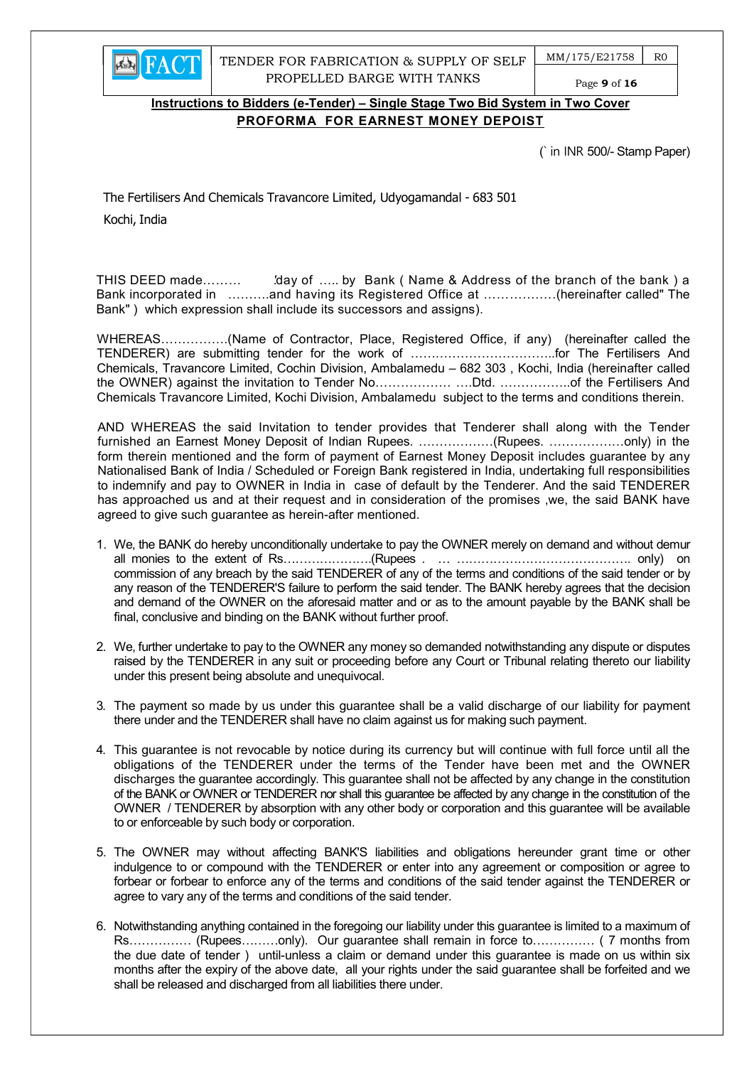**Instructions to Bidders (e-Tender) – Single Stage Two Bid System in Two Cover**

**PROFORMA FOR EARNEST MONEY DEPOIST**

(` in INR 500/- Stamp Paper)

The Fertilisers And Chemicals Travancore Limited, Udyogamandal - 683 501

Kochi, India

THIS DEED made……… 'day of ….. by Bank ( Name & Address of the branch of the bank ) a Bank incorporated in ……….and having its Registered Office at ……………..(hereinafter called" The Bank" ) which expression shall include its successors and assigns).

WHEREAS…………….(Name of Contractor, Place, Registered Office, if any) (hereinafter called the TENDERER) are submitting tender for the work of ……………………………..for The Fertilisers And Chemicals, Travancore Limited, Cochin Division, Ambalamedu – 682 303 , Kochi, India (hereinafter called the OWNER) against the invitation to Tender No……………… ….Dtd. ……………..of the Fertilisers And Chemicals Travancore Limited, Kochi Division, Ambalamedu subject to the terms and conditions therein.

AND WHEREAS the said Invitation to tender provides that Tenderer shall along with the Tender furnished an Earnest Money Deposit of Indian Rupees. ………………(Rupees. ………………only) in the form therein mentioned and the form of payment of Earnest Money Deposit includes guarantee by any Nationalised Bank of India / Scheduled or Foreign Bank registered in India, undertaking full responsibilities to indemnify and pay to OWNER in India in case of default by the Tenderer. And the said TENDERER has approached us and at their request and in consideration of the promises ,we, the said BANK have agreed to give such guarantee as herein-after mentioned.

1. We, the BANK do hereby unconditionally undertake to pay the OWNER merely on demand and without demur all monies to the extent of Rs…………………(Rupees . … ……………………………………. only) on commission of any breach by the said TENDERER of any of the terms and conditions of the said tender or by any reason of the TENDERER'S failure to perform the said tender. The BANK hereby agrees that the decision and demand of the OWNER on the aforesaid matter and or as to the amount payable by the BANK shall be final, conclusive and binding on the BANK without further proof.
2. We, further undertake to pay to the OWNER any money so demanded notwithstanding any dispute or disputes raised by the TENDERER in any suit or proceeding before any Court or Tribunal relating thereto our liability under this present being absolute and unequivocal.
3. The payment so made by us under this guarantee shall be a valid discharge of our liability for payment there under and the TENDERER shall have no claim against us for making such payment.
4. This guarantee is not revocable by notice during its currency but will continue with full force until all the obligations of the TENDERER under the terms of the Tender have been met and the OWNER discharges the guarantee accordingly. This guarantee shall not be affected by any change in the constitution of the BANK or OWNER or TENDERER nor shall this guarantee be affected by any change in the constitution of the OWNER / TENDERER by absorption with any other body or corporation and this guarantee will be available to or enforceable by such body or corporation.
5. The OWNER may without affecting BANK'S liabilities and obligations hereunder grant time or other indulgence to or compound with the TENDERER or enter into any agreement or composition or agree to forbear or forbear to enforce any of the terms and conditions of the said tender against the TENDERER or agree to vary any of the terms and conditions of the said tender.
6. Notwithstanding anything contained in the foregoing our liability under this guarantee is limited to a maximum of Rs…………… (Rupees………only). Our guarantee shall remain in force to………….. ( 7 months from the due date of tender ) until-unless a claim or demand under this guarantee is made on us within six months after the expiry of the above date, all your rights under the said guarantee shall be forfeited and we shall be released and discharged from all liabilities there under.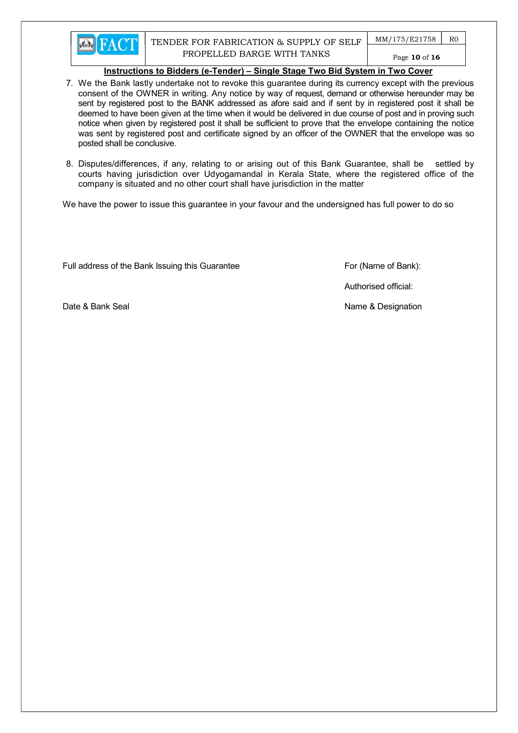**Instructions to Bidders (e-Tender) – Single Stage Two Bid System in Two Cover**

7. We the Bank lastly undertake not to revoke this guarantee during its currency except with the previous consent of the OWNER in writing. Any notice by way of request, demand or otherwise hereunder may be sent by registered post to the BANK addressed as afore said and if sent by in registered post it shall be deemed to have been given at the time when it would be delivered in due course of post and in proving such notice when given by registered post it shall be sufficient to prove that the envelope containing the notice was sent by registered post and certificate signed by an officer of the OWNER that the envelope was so posted shall be conclusive.

8. Disputes/differences, if any, relating to or arising out of this Bank Guarantee, shall be settled by courts having jurisdiction over Udyogamandal in Kerala State, where the registered office of the company is situated and no other court shall have jurisdiction in the matter

We have the power to issue this guarantee in your favour and the undersigned has full power to do so

Full address of the Bank Issuing this Guarantee

For (Name of Bank):

Authorised official:

Date & Bank Seal

Name & Designation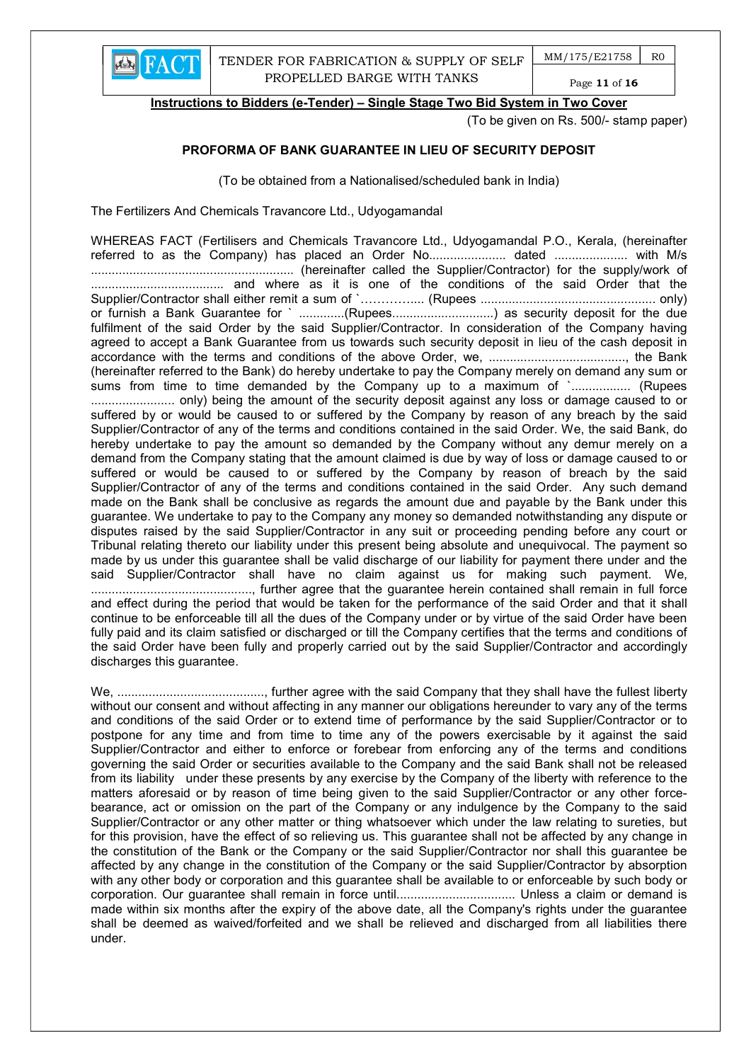**Instructions to Bidders (e-Tender) – Single Stage Two Bid System in Two Cover**

(To be given on Rs. 500/- stamp paper)

**PROFORMA OF BANK GUARANTEE IN LIEU OF SECURITY DEPOSIT**

(To be obtained from a Nationalised/scheduled bank in India)

The Fertilizers And Chemicals Travancore Ltd., Udyogamandal

WHEREAS FACT (Fertilisers and Chemicals Travancore Ltd., Udyogamandal P.O., Kerala, (hereinafter referred to as the Company) has placed an Order No...................... dated ..................... with M/s .......................................................... (hereinafter called the Supplier/Contractor) for the supply/work of ...................................... and where as it is one of the conditions of the said Order that the Supplier/Contractor shall either remit a sum of `……….…... (Rupees .................................................. only) or furnish a Bank Guarantee for ` .............(Rupees.............................) as security deposit for the due fulfilment of the said Order by the said Supplier/Contractor. In consideration of the Company having agreed to accept a Bank Guarantee from us towards such security deposit in lieu of the cash deposit in accordance with the terms and conditions of the above Order, we, ......................................., the Bank (hereinafter referred to the Bank) do hereby undertake to pay the Company merely on demand any sum or sums from time to time demanded by the Company up to a maximum of `................. (Rupees ........................ only) being the amount of the security deposit against any loss or damage caused to or suffered by or would be caused to or suffered by the Company by reason of any breach by the said Supplier/Contractor of any of the terms and conditions contained in the said Order. We, the said Bank, do hereby undertake to pay the amount so demanded by the Company without any demur merely on a demand from the Company stating that the amount claimed is due by way of loss or damage caused to or suffered or would be caused to or suffered by the Company by reason of breach by the said Supplier/Contractor of any of the terms and conditions contained in the said Order. Any such demand made on the Bank shall be conclusive as regards the amount due and payable by the Bank under this guarantee. We undertake to pay to the Company any money so demanded notwithstanding any dispute or disputes raised by the said Supplier/Contractor in any suit or proceeding pending before any court or Tribunal relating thereto our liability under this present being absolute and unequivocal. The payment so made by us under this guarantee shall be valid discharge of our liability for payment there under and the said Supplier/Contractor shall have no claim against us for making such payment. We, .............................................., further agree that the guarantee herein contained shall remain in full force and effect during the period that would be taken for the performance of the said Order and that it shall continue to be enforceable till all the dues of the Company under or by virtue of the said Order have been fully paid and its claim satisfied or discharged or till the Company certifies that the terms and conditions of the said Order have been fully and properly carried out by the said Supplier/Contractor and accordingly discharges this guarantee.

We, ..........................................., further agree with the said Company that they shall have the fullest liberty without our consent and without affecting in any manner our obligations hereunder to vary any of the terms and conditions of the said Order or to extend time of performance by the said Supplier/Contractor or to postpone for any time and from time to time any of the powers exercisable by it against the said Supplier/Contractor and either to enforce or forebear from enforcing any of the terms and conditions governing the said Order or securities available to the Company and the said Bank shall not be released from its liability under these presents by any exercise by the Company of the liberty with reference to the matters aforesaid or by reason of time being given to the said Supplier/Contractor or any other force-bearance, act or omission on the part of the Company or any indulgence by the Company to the said Supplier/Contractor or any other matter or thing whatsoever which under the law relating to sureties, but for this provision, have the effect of so relieving us. This guarantee shall not be affected by any change in the constitution of the Bank or the Company or the said Supplier/Contractor nor shall this guarantee be affected by any change in the constitution of the Company or the said Supplier/Contractor by absorption with any other body or corporation and this guarantee shall be available to or enforceable by such body or corporation. Our guarantee shall remain in force until................................. Unless a claim or demand is made within six months after the expiry of the above date, all the Company's rights under the guarantee shall be deemed as waived/forfeited and we shall be relieved and discharged from all liabilities there under.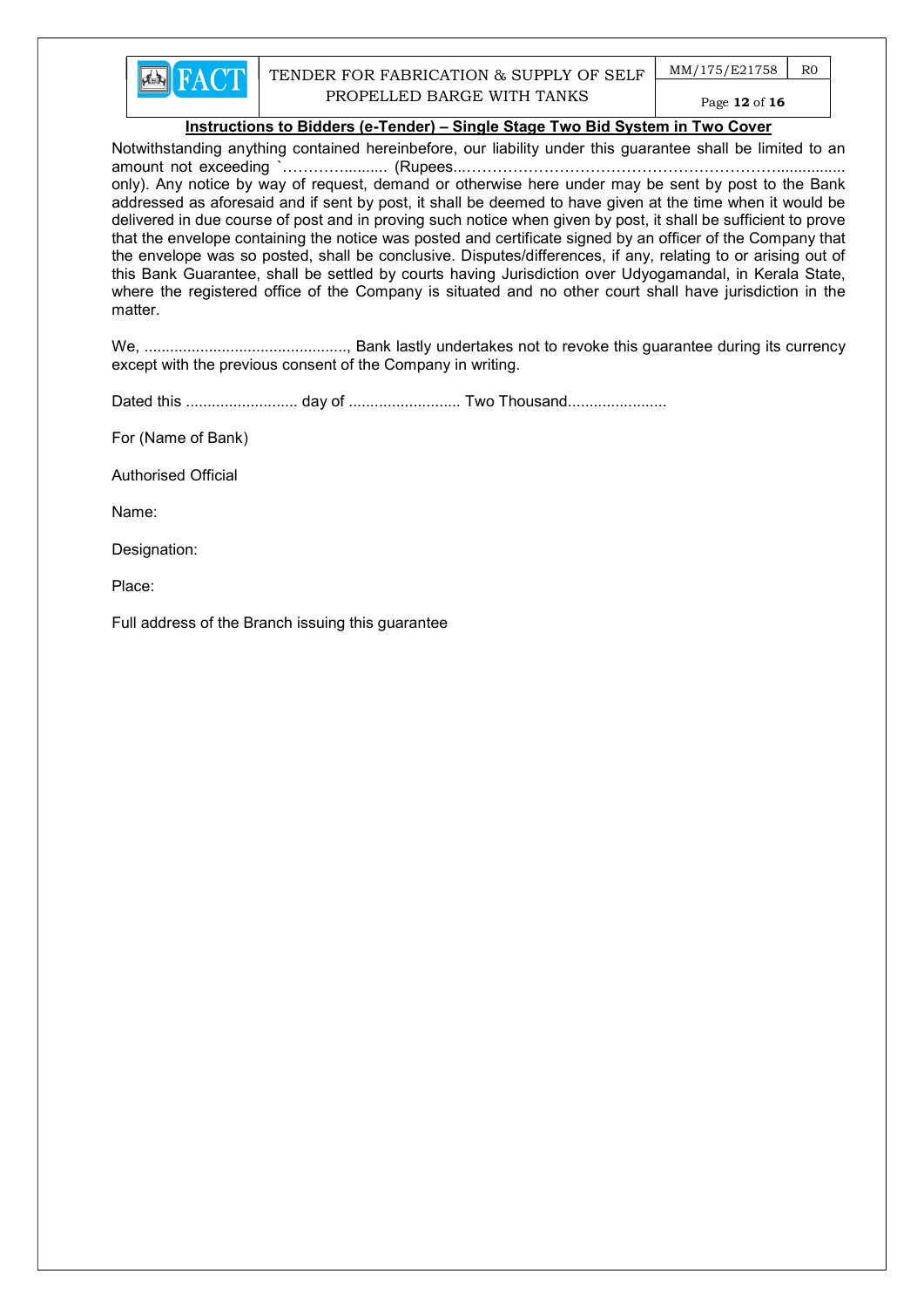Notwithstanding anything contained hereinbefore, our liability under this guarantee shall be limited to an amount not exceeding `……………......... (Rupees...……………………………………………………….............. only). Any notice by way of request, demand or otherwise here under may be sent by post to the Bank addressed as aforesaid and if sent by post, it shall be deemed to have given at the time when it would be delivered in due course of post and in proving such notice when given by post, it shall be sufficient to prove that the envelope containing the notice was posted and certificate signed by an officer of the Company that the envelope was so posted, shall be conclusive. Disputes/differences, if any, relating to or arising out of this Bank Guarantee, shall be settled by courts having Jurisdiction over Udyogamandal, in Kerala State, where the registered office of the Company is situated and no other court shall have jurisdiction in the matter.

We, ..............................................., Bank lastly undertakes not to revoke this guarantee during its currency except with the previous consent of the Company in writing.

Dated this .......................... day of .......................... Two Thousand.......................

For (Name of Bank)

Authorised Official

Name:

Designation:

Place:

Full address of the Branch issuing this guarantee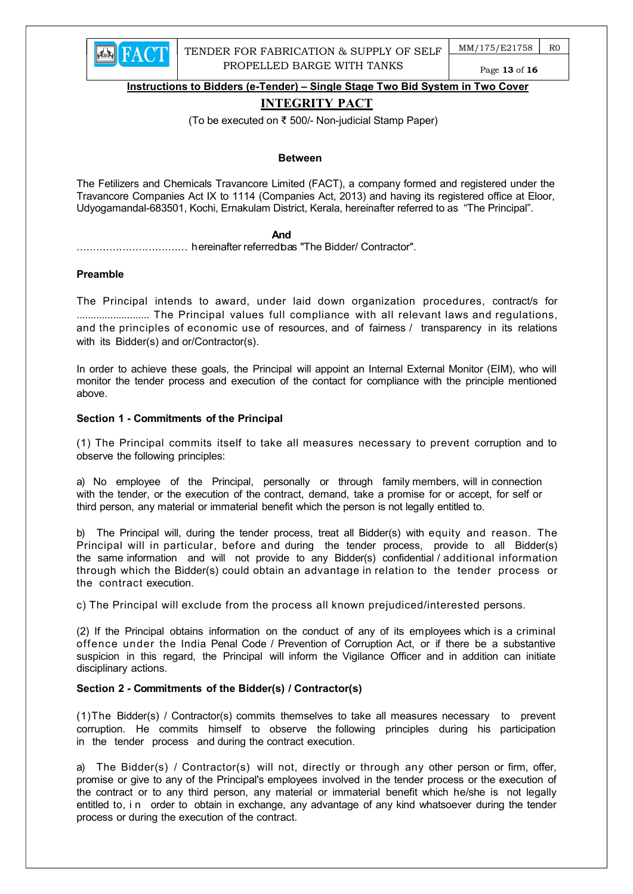**Instructions to Bidders (e-Tender) – Single Stage Two Bid System in Two Cover**

# INTEGRITY PACT

(To be executed on ₹ 500/- Non-judicial Stamp Paper)

**Between**

The Fetilizers and Chemicals Travancore Limited (FACT), a company formed and registered under the Travancore Companies Act IX to 1114 (Companies Act, 2013) and having its registered office at Eloor, Udyogamandal-683501, Kochi, Ernakulam District, Kerala, hereinafter referred to as "The Principal".

**And**

................................ hereinafter referredtoas "The Bidder/ Contractor".

**Preamble**

The Principal intends to award, under laid down organization procedures, contract/s for .......................... The Principal values full compliance with all relevant laws and regulations, and the principles of economic use of resources, and of fairness / transparency in its relations with its Bidder(s) and or/Contractor(s).

In order to achieve these goals, the Principal will appoint an Internal External Monitor (EIM), who will monitor the tender process and execution of the contact for compliance with the principle mentioned above.

**Section 1 - Commitments of the Principal**

(1) The Principal commits itself to take all measures necessary to prevent corruption and to observe the following principles:

a) No employee of the Principal, personally or through family members, will in connection with the tender, or the execution of the contract, demand, take a promise for or accept, for self or third person, any material or immaterial benefit which the person is not legally entitled to.

b) The Principal will, during the tender process, treat all Bidder(s) with equity and reason. The Principal will in particular, before and during the tender process, provide to all Bidder(s) the same information and will not provide to any Bidder(s) confidential / additional information through which the Bidder(s) could obtain an advantage in relation to the tender process or the contract execution.

c) The Principal will exclude from the process all known prejudiced/interested persons.

(2) If the Principal obtains information on the conduct of any of its employees which is a criminal offence under the India Penal Code / Prevention of Corruption Act, or if there be a substantive suspicion in this regard, the Principal will inform the Vigilance Officer and in addition can initiate disciplinary actions.

**Section 2 - Commitments of the Bidder(s) / Contractor(s)**

(1)The Bidder(s) / Contractor(s) commits themselves to take all measures necessary to prevent corruption. He commits himself to observe the following principles during his participation in the tender process and during the contract execution.

a) The Bidder(s) / Contractor(s) will not, directly or through any other person or firm, offer, promise or give to any of the Principal's employees involved in the tender process or the execution of the contract or to any third person, any material or immaterial benefit which he/she is not legally entitled to, in order to obtain in exchange, any advantage of any kind whatsoever during the tender process or during the execution of the contract.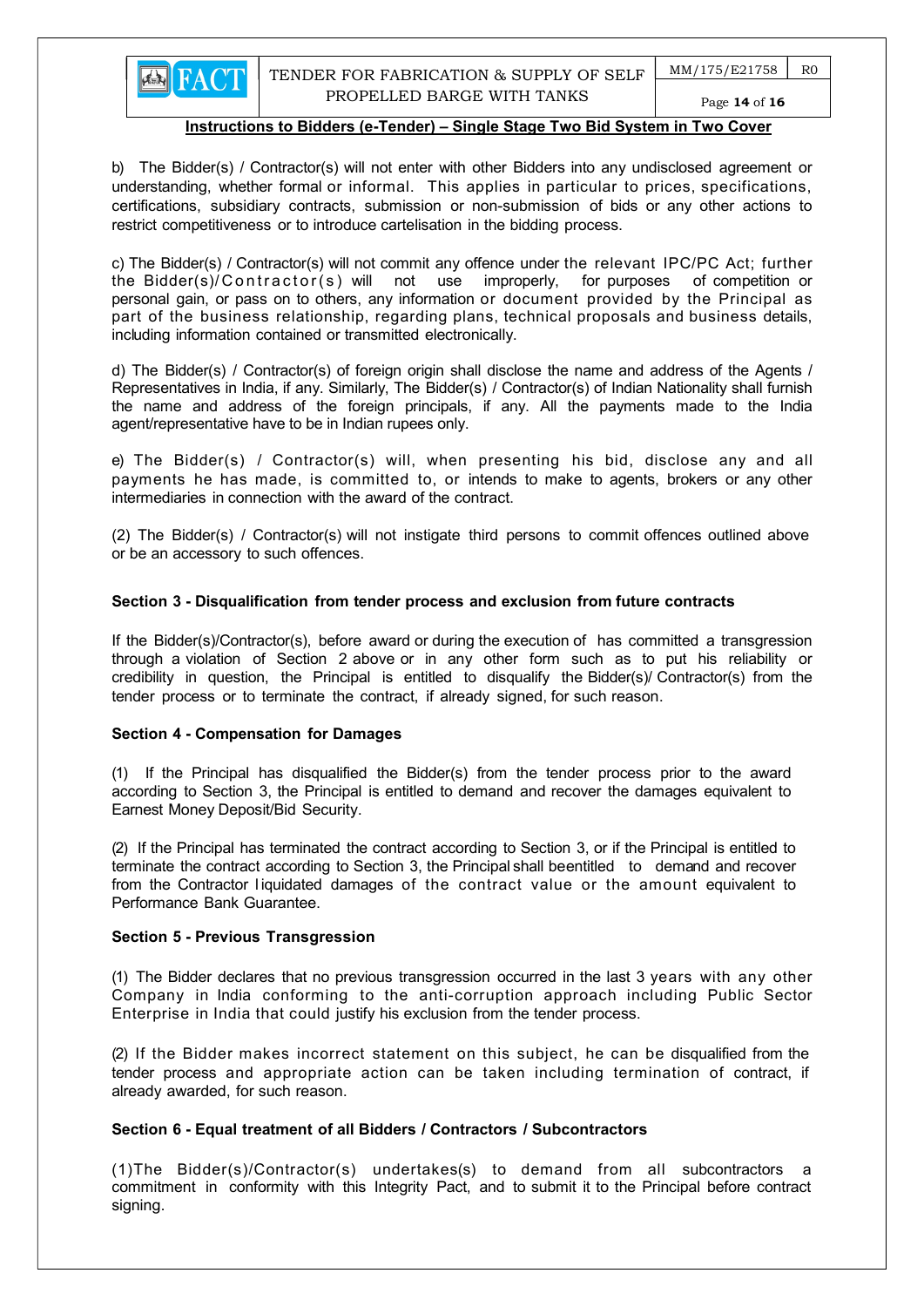**Instructions to Bidders (e-Tender) – Single Stage Two Bid System in Two Cover**

b) The Bidder(s) / Contractor(s) will not enter with other Bidders into any undisclosed agreement or understanding, whether formal or informal. This applies in particular to prices, specifications, certifications, subsidiary contracts, submission or non-submission of bids or any other actions to restrict competitiveness or to introduce cartelisation in the bidding process.

c) The Bidder(s) / Contractor(s) will not commit any offence under the relevant IPC/PC Act; further the Bidder(s)/Contractor(s) will not use improperly, for purposes of competition or personal gain, or pass on to others, any information or document provided by the Principal as part of the business relationship, regarding plans, technical proposals and business details, including information contained or transmitted electronically.

d) The Bidder(s) / Contractor(s) of foreign origin shall disclose the name and address of the Agents / Representatives in India, if any. Similarly, The Bidder(s) / Contractor(s) of Indian Nationality shall furnish the name and address of the foreign principals, if any. All the payments made to the India agent/representative have to be in Indian rupees only.

e) The Bidder(s) / Contractor(s) will, when presenting his bid, disclose any and all payments he has made, is committed to, or intends to make to agents, brokers or any other intermediaries in connection with the award of the contract.

(2) The Bidder(s) / Contractor(s) will not instigate third persons to commit offences outlined above or be an accessory to such offences.

**Section 3 - Disqualification from tender process and exclusion from future contracts**

If the Bidder(s)/Contractor(s), before award or during the execution of has committed a transgression through a violation of Section 2 above or in any other form such as to put his reliability or credibility in question, the Principal is entitled to disqualify the Bidder(s)/ Contractor(s) from the tender process or to terminate the contract, if already signed, for such reason.

**Section 4 - Compensation for Damages**

(1) If the Principal has disqualified the Bidder(s) from the tender process prior to the award according to Section 3, the Principal is entitled to demand and recover the damages equivalent to Earnest Money Deposit/Bid Security.

(2) If the Principal has terminated the contract according to Section 3, or if the Principal is entitled to terminate the contract according to Section 3, the Principal shall beentitled to demand and recover from the Contractor liquidated damages of the contract value or the amount equivalent to Performance Bank Guarantee.

**Section 5 - Previous Transgression**

(1) The Bidder declares that no previous transgression occurred in the last 3 years with any other Company in India conforming to the anti-corruption approach including Public Sector Enterprise in India that could justify his exclusion from the tender process.

(2) If the Bidder makes incorrect statement on this subject, he can be disqualified from the tender process and appropriate action can be taken including termination of contract, if already awarded, for such reason.

**Section 6 - Equal treatment of all Bidders / Contractors / Subcontractors**

(1)The Bidder(s)/Contractor(s) undertakes(s) to demand from all subcontractors a commitment in conformity with this Integrity Pact, and to submit it to the Principal before contract signing.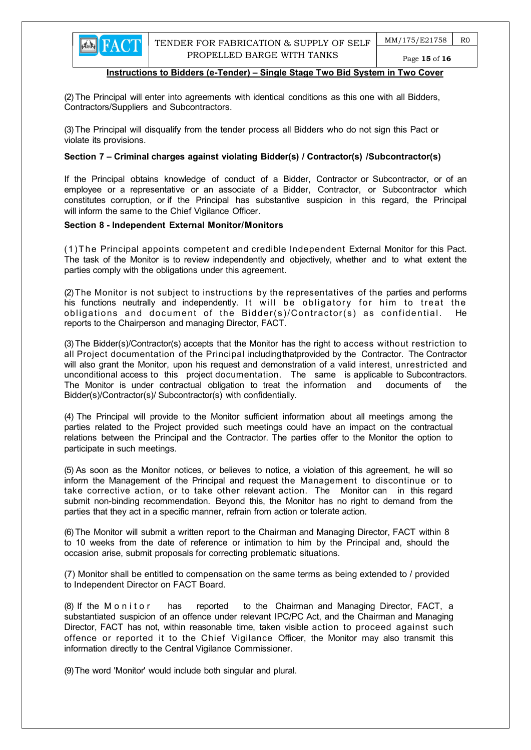**Instructions to Bidders (e-Tender) – Single Stage Two Bid System in Two Cover**

(2) The Principal will enter into agreements with identical conditions as this one with all Bidders, Contractors/Suppliers and Subcontractors.

(3) The Principal will disqualify from the tender process all Bidders who do not sign this Pact or violate its provisions.

**Section 7 – Criminal charges against violating Bidder(s) / Contractor(s) /Subcontractor(s)**

If the Principal obtains knowledge of conduct of a Bidder, Contractor or Subcontractor, or of an employee or a representative or an associate of a Bidder, Contractor, or Subcontractor which constitutes corruption, or if the Principal has substantive suspicion in this regard, the Principal will inform the same to the Chief Vigilance Officer.

**Section 8 - Independent External Monitor/Monitors**

(1) The Principal appoints competent and credible Independent External Monitor for this Pact. The task of the Monitor is to review independently and objectively, whether and to what extent the parties comply with the obligations under this agreement.

(2) The Monitor is not subject to instructions by the representatives of the parties and performs his functions neutrally and independently. It will be obligatory for him to treat the obligations and document of the Bidder(s)/Contractor(s) as confidential. He reports to the Chairperson and managing Director, FACT.

(3) The Bidder(s)/Contractor(s) accepts that the Monitor has the right to access without restriction to all Project documentation of the Principal includingthatprovided by the Contractor. The Contractor will also grant the Monitor, upon his request and demonstration of a valid interest, unrestricted and unconditional access to this project documentation. The same is applicable to Subcontractors. The Monitor is under contractual obligation to treat the information and documents of the Bidder(s)/Contractor(s)/ Subcontractor(s) with confidentially.

(4) The Principal will provide to the Monitor sufficient information about all meetings among the parties related to the Project provided such meetings could have an impact on the contractual relations between the Principal and the Contractor. The parties offer to the Monitor the option to participate in such meetings.

(5) As soon as the Monitor notices, or believes to notice, a violation of this agreement, he will so inform the Management of the Principal and request the Management to discontinue or to take corrective action, or to take other relevant action. The Monitor can in this regard submit non-binding recommendation. Beyond this, the Monitor has no right to demand from the parties that they act in a specific manner, refrain from action or tolerate action.

(6) The Monitor will submit a written report to the Chairman and Managing Director, FACT within 8 to 10 weeks from the date of reference or intimation to him by the Principal and, should the occasion arise, submit proposals for correcting problematic situations.

(7) Monitor shall be entitled to compensation on the same terms as being extended to / provided to Independent Director on FACT Board.

(8) If the Monitor has reported to the Chairman and Managing Director, FACT, a substantiated suspicion of an offence under relevant IPC/PC Act, and the Chairman and Managing Director, FACT has not, within reasonable time, taken visible action to proceed against such offence or reported it to the Chief Vigilance Officer, the Monitor may also transmit this information directly to the Central Vigilance Commissioner.

(9) The word 'Monitor' would include both singular and plural.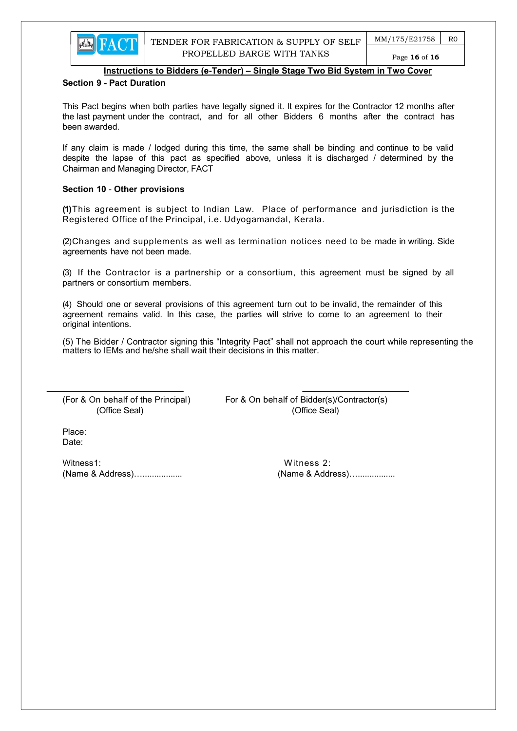**Instructions to Bidders (e-Tender) – Single Stage Two Bid System in Two Cover**

**Section 9 - Pact Duration**

This Pact begins when both parties have legally signed it. It expires for the Contractor 12 months after the last payment under the contract, and for all other Bidders 6 months after the contract has been awarded.

If any claim is made / lodged during this time, the same shall be binding and continue to be valid despite the lapse of this pact as specified above, unless it is discharged / determined by the Chairman and Managing Director, FACT

**Section 10 - Other provisions**

**(1)**This agreement is subject to Indian Law. Place of performance and jurisdiction is the Registered Office of the Principal, i.e. Udyogamandal, Kerala.

(2)Changes and supplements as well as termination notices need to be made in writing. Side agreements have not been made.

(3) If the Contractor is a partnership or a consortium, this agreement must be signed by all partners or consortium members.

(4) Should one or several provisions of this agreement turn out to be invalid, the remainder of this agreement remains valid. In this case, the parties will strive to come to an agreement to their original intentions.

(5) The Bidder / Contractor signing this "Integrity Pact" shall not approach the court while representing the matters to IEMs and he/she shall wait their decisions in this matter.

(For & On behalf of the Principal)
(Office Seal)

For & On behalf of Bidder(s)/Contractor(s)
(Office Seal)

Place:
Date:

Witness1:
(Name & Address)…................

Witness 2:
(Name & Address)…................